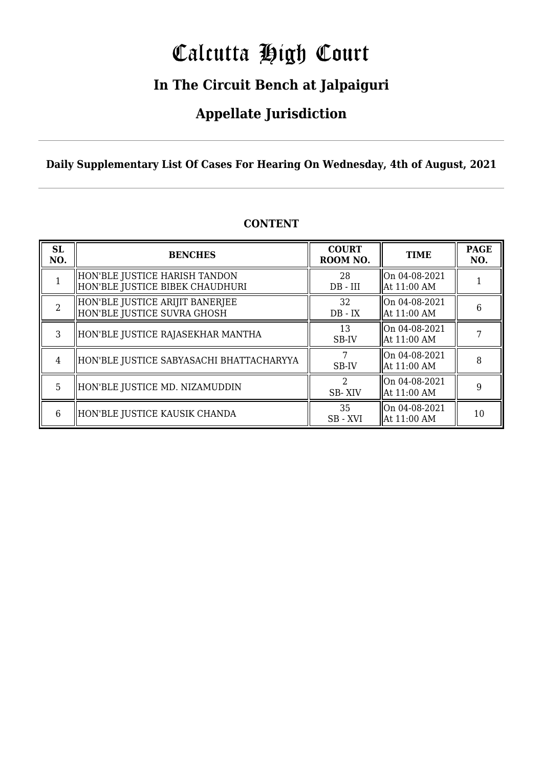# Calcutta High Court

## In The Circuit Bench at Jalpaiguri

## Appellate Jurisdiction

**Daily Supplementary List Of Cases For Hearing On Wednesday, 4th of August, 2021**

### CONTENT

| SL NO. | BENCHES | COURT ROOM NO. | TIME | PAGE NO. |
|---|---|---|---|---|
| 1 | HON'BLE JUSTICE HARISH TANDON<br>HON'BLE JUSTICE BIBEK CHAUDHURI | 28<br>DB - III | On 04-08-2021<br>At 11:00 AM | 1 |
| 2 | HON'BLE JUSTICE ARIJIT BANERJEE<br>HON'BLE JUSTICE SUVRA GHOSH | 32<br>DB - IX | On 04-08-2021<br>At 11:00 AM | 6 |
| 3 | HON'BLE JUSTICE RAJASEKHAR MANTHA | 13<br>SB-IV | On 04-08-2021<br>At 11:00 AM | 7 |
| 4 | HON'BLE JUSTICE SABYASACHI BHATTACHARYYA | 7<br>SB-IV | On 04-08-2021<br>At 11:00 AM | 8 |
| 5 | HON'BLE JUSTICE MD. NIZAMUDDIN | 2<br>SB- XIV | On 04-08-2021<br>At 11:00 AM | 9 |
| 6 | HON'BLE JUSTICE KAUSIK CHANDA | 35<br>SB - XVI | On 04-08-2021<br>At 11:00 AM | 10 |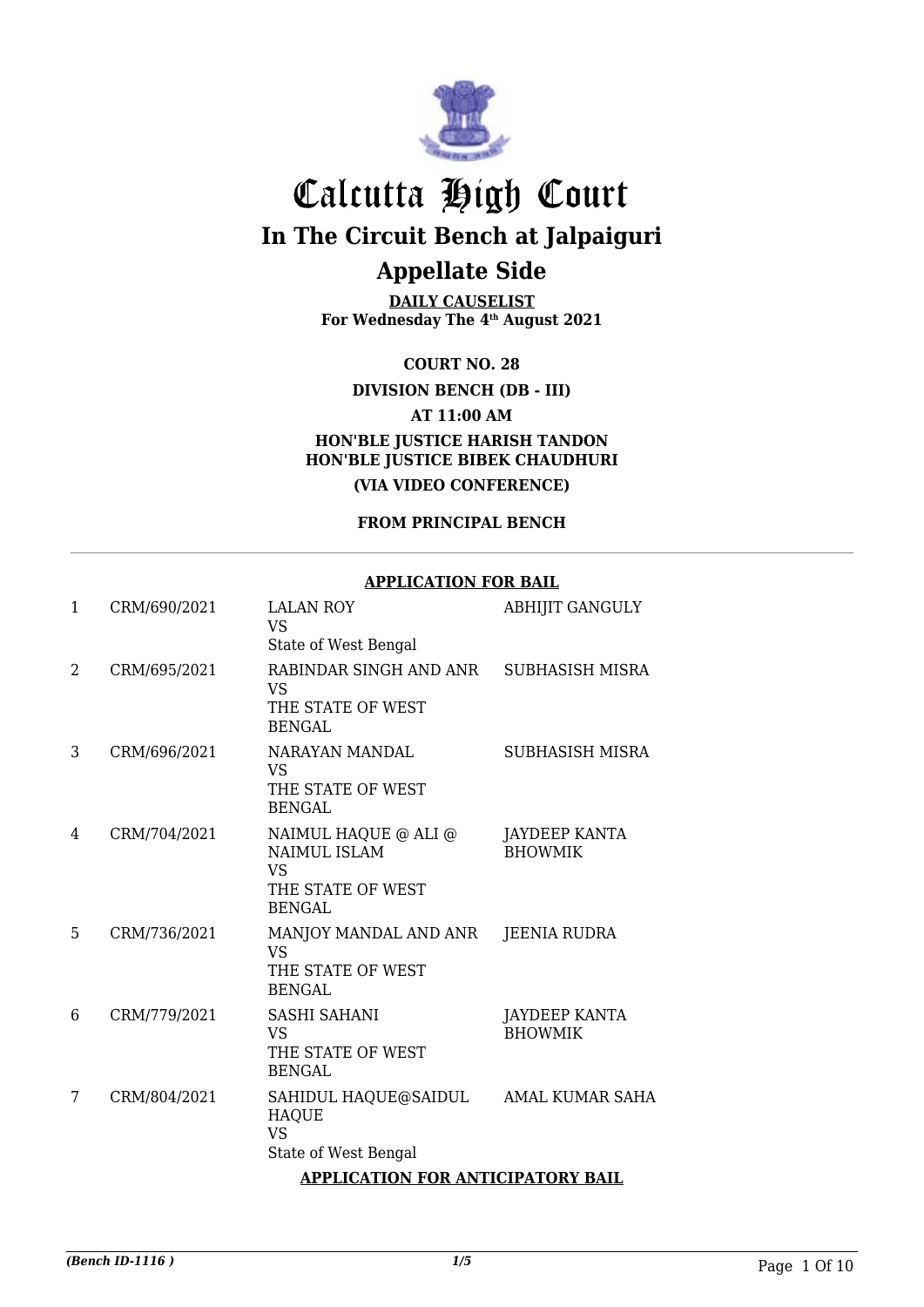# Calcutta High Court

## In The Circuit Bench at Jalpaiguri

## Appellate Side

**DAILY CAUSELIST**
**For Wednesday The 4th August 2021**

**COURT NO. 28**

**DIVISION BENCH (DB - III)**

**AT 11:00 AM**

**HON'BLE JUSTICE HARISH TANDON**
**HON'BLE JUSTICE BIBEK CHAUDHURI**

**(VIA VIDEO CONFERENCE)**

**FROM PRINCIPAL BENCH**

**APPLICATION FOR BAIL**

| | | | |
|---|---|---|---|
| 1 | CRM/690/2021 | LALAN ROY<br>VS<br>State of West Bengal | ABHIJIT GANGULY |
| 2 | CRM/695/2021 | RABINDAR SINGH AND ANR<br>VS<br>THE STATE OF WEST BENGAL | SUBHASISH MISRA |
| 3 | CRM/696/2021 | NARAYAN MANDAL<br>VS<br>THE STATE OF WEST BENGAL | SUBHASISH MISRA |
| 4 | CRM/704/2021 | NAIMUL HAQUE @ ALI @ NAIMUL ISLAM<br>VS<br>THE STATE OF WEST BENGAL | JAYDEEP KANTA BHOWMIK |
| 5 | CRM/736/2021 | MANJOY MANDAL AND ANR<br>VS<br>THE STATE OF WEST BENGAL | JEENIA RUDRA |
| 6 | CRM/779/2021 | SASHI SAHANI<br>VS<br>THE STATE OF WEST BENGAL | JAYDEEP KANTA BHOWMIK |
| 7 | CRM/804/2021 | SAHIDUL HAQUE@SAIDUL HAQUE<br>VS<br>State of West Bengal | AMAL KUMAR SAHA |

**APPLICATION FOR ANTICIPATORY BAIL**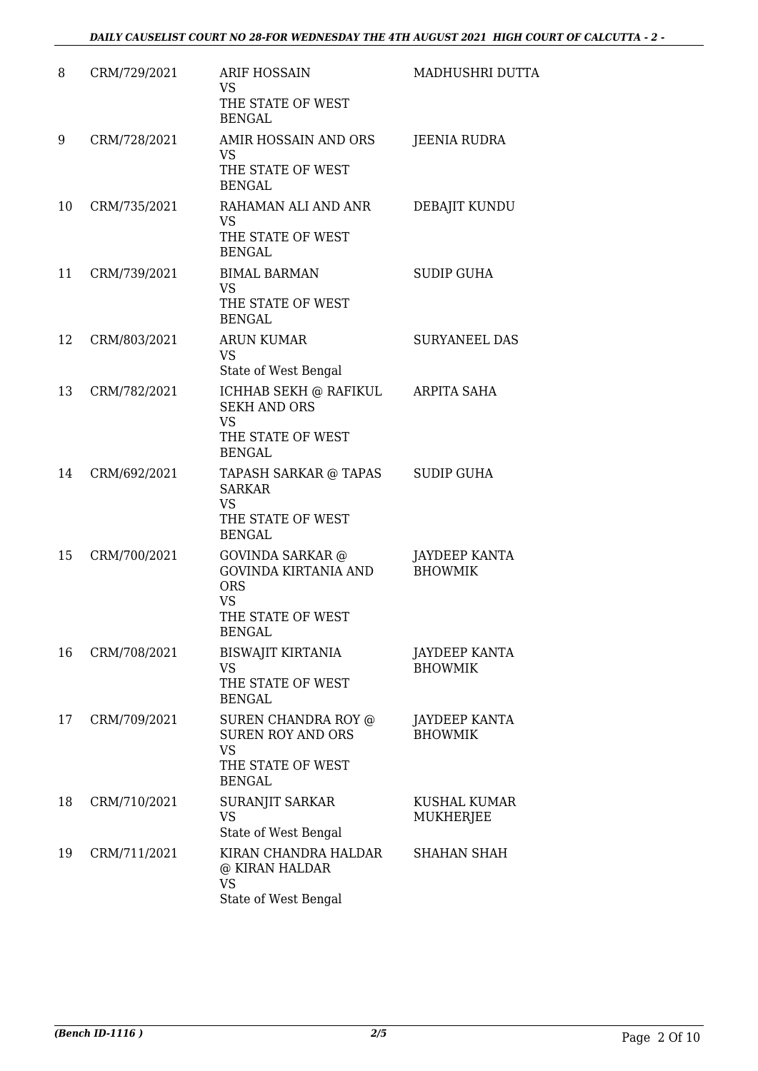| 8 | CRM/729/2021 | ARIF HOSSAIN<br>VS<br>THE STATE OF WEST BENGAL | MADHUSHRI DUTTA |
|---|---|---|---|
| 9 | CRM/728/2021 | AMIR HOSSAIN AND ORS<br>VS<br>THE STATE OF WEST BENGAL | JEENIA RUDRA |
| 10 | CRM/735/2021 | RAHAMAN ALI AND ANR<br>VS<br>THE STATE OF WEST BENGAL | DEBAJIT KUNDU |
| 11 | CRM/739/2021 | BIMAL BARMAN<br>VS<br>THE STATE OF WEST BENGAL | SUDIP GUHA |
| 12 | CRM/803/2021 | ARUN KUMAR<br>VS<br>State of West Bengal | SURYANEEL DAS |
| 13 | CRM/782/2021 | ICHHAB SEKH @ RAFIKUL SEKH AND ORS<br>VS<br>THE STATE OF WEST BENGAL | ARPITA SAHA |
| 14 | CRM/692/2021 | TAPASH SARKAR @ TAPAS SARKAR<br>VS<br>THE STATE OF WEST BENGAL | SUDIP GUHA |
| 15 | CRM/700/2021 | GOVINDA SARKAR @ GOVINDA KIRTANIA AND ORS<br>VS<br>THE STATE OF WEST BENGAL | JAYDEEP KANTA BHOWMIK |
| 16 | CRM/708/2021 | BISWAJIT KIRTANIA<br>VS<br>THE STATE OF WEST BENGAL | JAYDEEP KANTA BHOWMIK |
| 17 | CRM/709/2021 | SUREN CHANDRA ROY @ SUREN ROY AND ORS<br>VS<br>THE STATE OF WEST BENGAL | JAYDEEP KANTA BHOWMIK |
| 18 | CRM/710/2021 | SURANJIT SARKAR<br>VS<br>State of West Bengal | KUSHAL KUMAR MUKHERJEE |
| 19 | CRM/711/2021 | KIRAN CHANDRA HALDAR @ KIRAN HALDAR<br>VS<br>State of West Bengal | SHAHAN SHAH |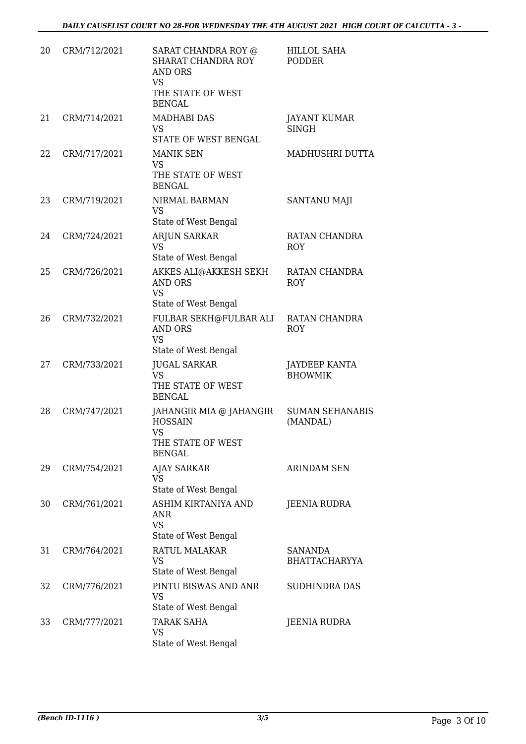| 20 | CRM/712/2021 | SARAT CHANDRA ROY @ SHARAT CHANDRA ROY AND ORS VS THE STATE OF WEST BENGAL | HILLOL SAHA PODDER |
|---|---|---|---|
| 21 | CRM/714/2021 | MADHABI DAS VS STATE OF WEST BENGAL | JAYANT KUMAR SINGH |
| 22 | CRM/717/2021 | MANIK SEN VS THE STATE OF WEST BENGAL | MADHUSHRI DUTTA |
| 23 | CRM/719/2021 | NIRMAL BARMAN VS State of West Bengal | SANTANU MAJI |
| 24 | CRM/724/2021 | ARJUN SARKAR VS State of West Bengal | RATAN CHANDRA ROY |
| 25 | CRM/726/2021 | AKKES ALI@AKKESH SEKH AND ORS VS State of West Bengal | RATAN CHANDRA ROY |
| 26 | CRM/732/2021 | FULBAR SEKH@FULBAR ALI AND ORS VS State of West Bengal | RATAN CHANDRA ROY |
| 27 | CRM/733/2021 | JUGAL SARKAR VS THE STATE OF WEST BENGAL | JAYDEEP KANTA BHOWMIK |
| 28 | CRM/747/2021 | JAHANGIR MIA @ JAHANGIR HOSSAIN VS THE STATE OF WEST BENGAL | SUMAN SEHANABIS (MANDAL) |
| 29 | CRM/754/2021 | AJAY SARKAR VS State of West Bengal | ARINDAM SEN |
| 30 | CRM/761/2021 | ASHIM KIRTANIYA AND ANR VS State of West Bengal | JEENIA RUDRA |
| 31 | CRM/764/2021 | RATUL MALAKAR VS State of West Bengal | SANANDA BHATTACHARYYA |
| 32 | CRM/776/2021 | PINTU BISWAS AND ANR VS State of West Bengal | SUDHINDRA DAS |
| 33 | CRM/777/2021 | TARAK SAHA VS State of West Bengal | JEENIA RUDRA |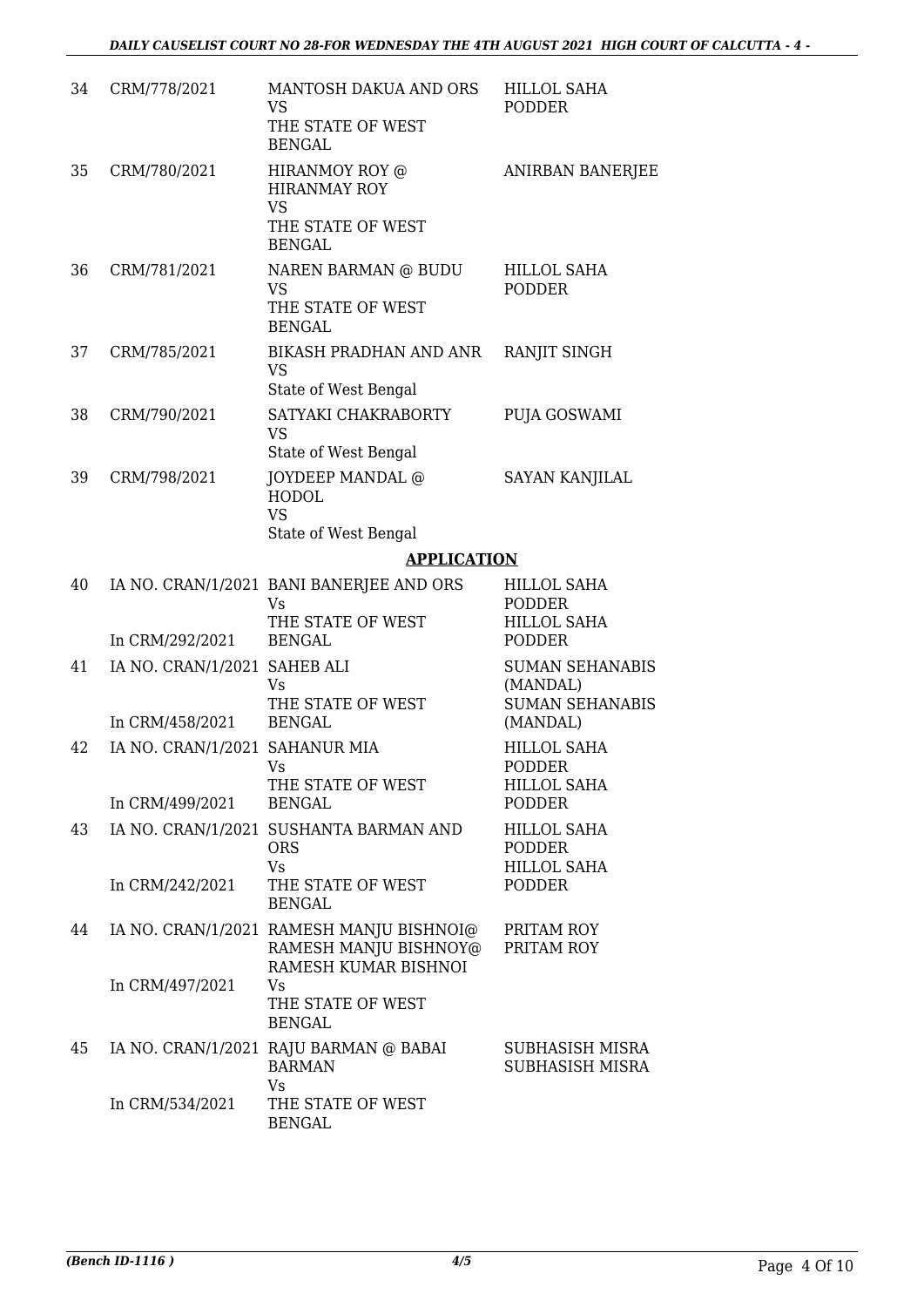| 34 | CRM/778/2021 | MANTOSH DAKUA AND ORS<br>VS<br>THE STATE OF WEST BENGAL | HILLOL SAHA PODDER |
|---|---|---|---|
| 35 | CRM/780/2021 | HIRANMOY ROY @ HIRANMAY ROY<br>VS<br>THE STATE OF WEST BENGAL | ANIRBAN BANERJEE |
| 36 | CRM/781/2021 | NAREN BARMAN @ BUDU<br>VS<br>THE STATE OF WEST BENGAL | HILLOL SAHA PODDER |
| 37 | CRM/785/2021 | BIKASH PRADHAN AND ANR<br>VS<br>State of West Bengal | RANJIT SINGH |
| 38 | CRM/790/2021 | SATYAKI CHAKRABORTY<br>VS<br>State of West Bengal | PUJA GOSWAMI |
| 39 | CRM/798/2021 | JOYDEEP MANDAL @ HODOL<br>VS<br>State of West Bengal | SAYAN KANJILAL |

## APPLICATION

| 40 | IA NO. CRAN/1/2021<br>In CRM/292/2021 | BANI BANERJEE AND ORS<br>Vs<br>THE STATE OF WEST BENGAL | HILLOL SAHA PODDER<br>HILLOL SAHA PODDER |
|---|---|---|---|
| 41 | IA NO. CRAN/1/2021<br>In CRM/458/2021 | SAHEB ALI<br>Vs<br>THE STATE OF WEST BENGAL | SUMAN SEHANABIS (MANDAL)<br>SUMAN SEHANABIS (MANDAL) |
| 42 | IA NO. CRAN/1/2021<br>In CRM/499/2021 | SAHANUR MIA<br>Vs<br>THE STATE OF WEST BENGAL | HILLOL SAHA PODDER<br>HILLOL SAHA PODDER |
| 43 | IA NO. CRAN/1/2021<br>In CRM/242/2021 | SUSHANTA BARMAN AND ORS<br>Vs<br>THE STATE OF WEST BENGAL | HILLOL SAHA PODDER<br>HILLOL SAHA PODDER |
| 44 | IA NO. CRAN/1/2021<br>In CRM/497/2021 | RAMESH MANJU BISHNOI@ RAMESH MANJU BISHNOY@ RAMESH KUMAR BISHNOI<br>Vs<br>THE STATE OF WEST BENGAL | PRITAM ROY<br>PRITAM ROY |
| 45 | IA NO. CRAN/1/2021<br>In CRM/534/2021 | RAJU BARMAN @ BABAI BARMAN<br>Vs<br>THE STATE OF WEST BENGAL | SUBHASISH MISRA<br>SUBHASISH MISRA |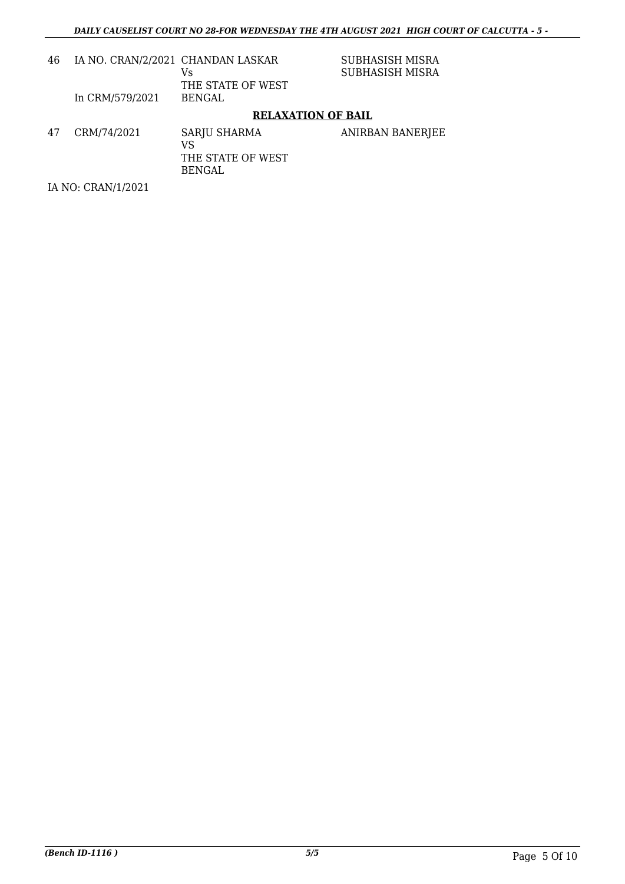| | | | |
|---|---|---|---|
| 46 | IA NO. CRAN/2/2021<br>In CRM/579/2021 | CHANDAN LASKAR<br>Vs<br>THE STATE OF WEST BENGAL | SUBHASISH MISRA<br>SUBHASISH MISRA |

**RELAXATION OF BAIL**

| | | | |
|---|---|---|---|
| 47 | CRM/74/2021 | SARJU SHARMA<br>VS<br>THE STATE OF WEST BENGAL | ANIRBAN BANERJEE |

IA NO: CRAN/1/2021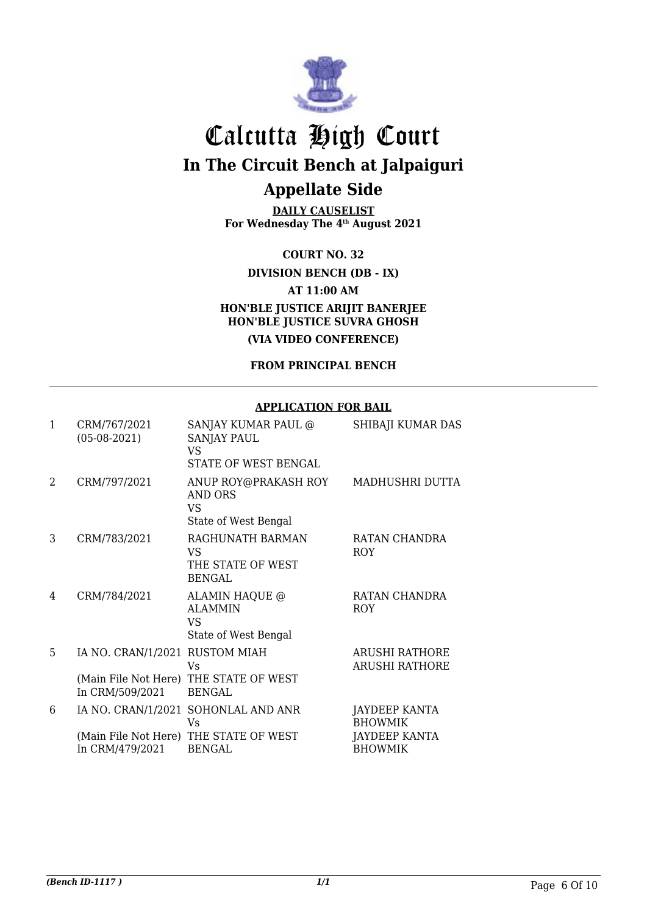# Calcutta High Court

## In The Circuit Bench at Jalpaiguri

## Appellate Side

**DAILY CAUSELIST**
**For Wednesday The 4th August 2021**

**COURT NO. 32**

**DIVISION BENCH (DB - IX)**

**AT 11:00 AM**

**HON'BLE JUSTICE ARIJIT BANERJEE**
**HON'BLE JUSTICE SUVRA GHOSH**

**(VIA VIDEO CONFERENCE)**

**FROM PRINCIPAL BENCH**

**APPLICATION FOR BAIL**

| | | | |
|---|---|---|---|
| 1 | CRM/767/2021 (05-08-2021) | SANJAY KUMAR PAUL @ SANJAY PAUL VS STATE OF WEST BENGAL | SHIBAJI KUMAR DAS |
| 2 | CRM/797/2021 | ANUP ROY@PRAKASH ROY AND ORS VS State of West Bengal | MADHUSHRI DUTTA |
| 3 | CRM/783/2021 | RAGHUNATH BARMAN VS THE STATE OF WEST BENGAL | RATAN CHANDRA ROY |
| 4 | CRM/784/2021 | ALAMIN HAQUE @ ALAMMIN VS State of West Bengal | RATAN CHANDRA ROY |
| 5 | IA NO. CRAN/1/2021 (Main File Not Here) In CRM/509/2021 | RUSTOM MIAH Vs THE STATE OF WEST BENGAL | ARUSHI RATHORE ARUSHI RATHORE |
| 6 | IA NO. CRAN/1/2021 (Main File Not Here) In CRM/479/2021 | SOHONLAL AND ANR Vs THE STATE OF WEST BENGAL | JAYDEEP KANTA BHOWMIK JAYDEEP KANTA BHOWMIK |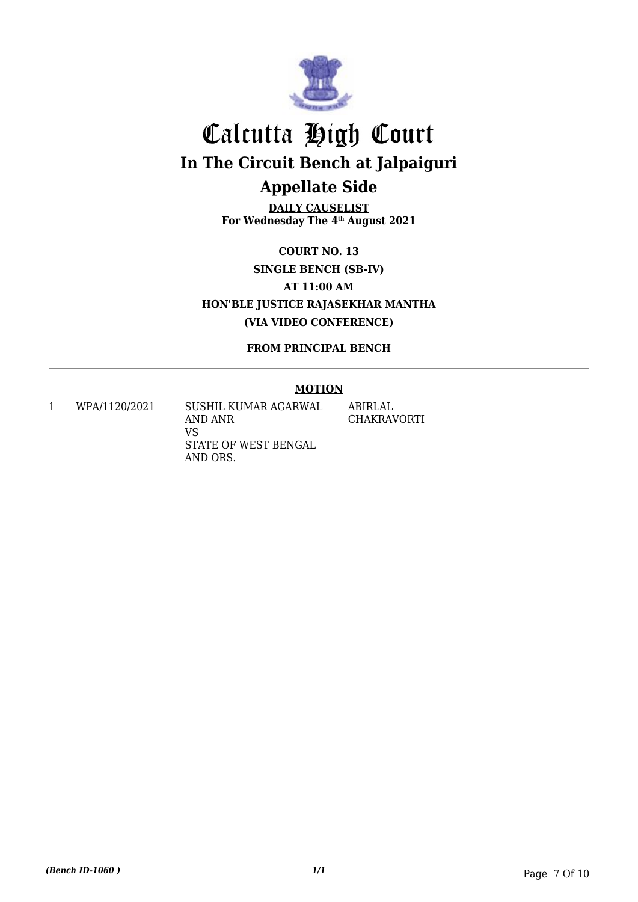# Calcutta High Court

## In The Circuit Bench at Jalpaiguri

## Appellate Side

**DAILY CAUSELIST**
**For Wednesday The 4th August 2021**

**COURT NO. 13**
**SINGLE BENCH (SB-IV)**
**AT 11:00 AM**
**HON'BLE JUSTICE RAJASEKHAR MANTHA**
**(VIA VIDEO CONFERENCE)**

**FROM PRINCIPAL BENCH**

**MOTION**

| | | | |
|---|---|---|---|
| 1 | WPA/1120/2021 | SUSHIL KUMAR AGARWAL AND ANR VS STATE OF WEST BENGAL AND ORS. | ABIRLAL CHAKRAVORTI |

*(Bench ID-1060 )* *1/1*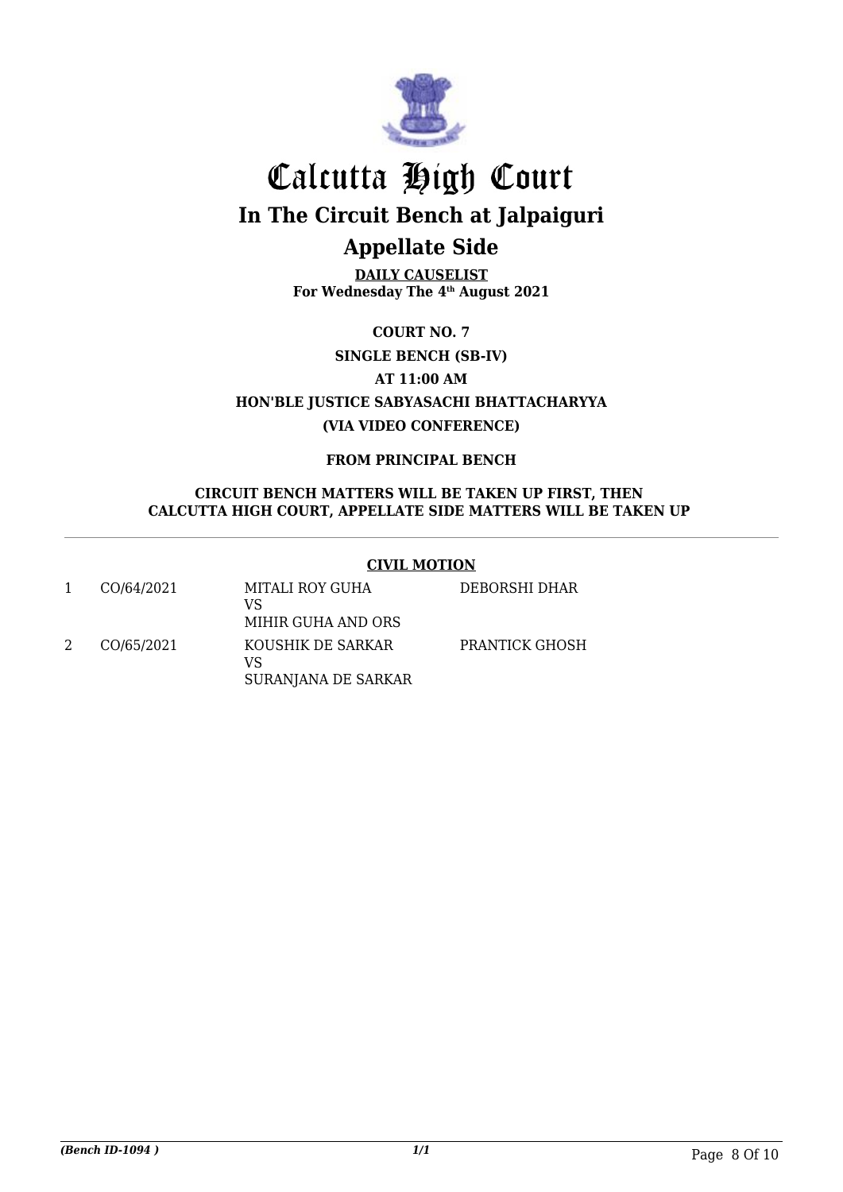# Calcutta High Court

## In The Circuit Bench at Jalpaiguri

## Appellate Side

**DAILY CAUSELIST**
**For Wednesday The 4th August 2021**

**COURT NO. 7**

**SINGLE BENCH (SB-IV)**

**AT 11:00 AM**

**HON'BLE JUSTICE SABYASACHI BHATTACHARYYA**

**(VIA VIDEO CONFERENCE)**

**FROM PRINCIPAL BENCH**

**CIRCUIT BENCH MATTERS WILL BE TAKEN UP FIRST, THEN CALCUTTA HIGH COURT, APPELLATE SIDE MATTERS WILL BE TAKEN UP**

---

**CIVIL MOTION**

| | | | |
|---|---|---|---|
| 1 | CO/64/2021 | MITALI ROY GUHA<br>VS<br>MIHIR GUHA AND ORS | DEBORSHI DHAR |
| 2 | CO/65/2021 | KOUSHIK DE SARKAR<br>VS<br>SURANJANA DE SARKAR | PRANTICK GHOSH |

*(Bench ID-1094 )*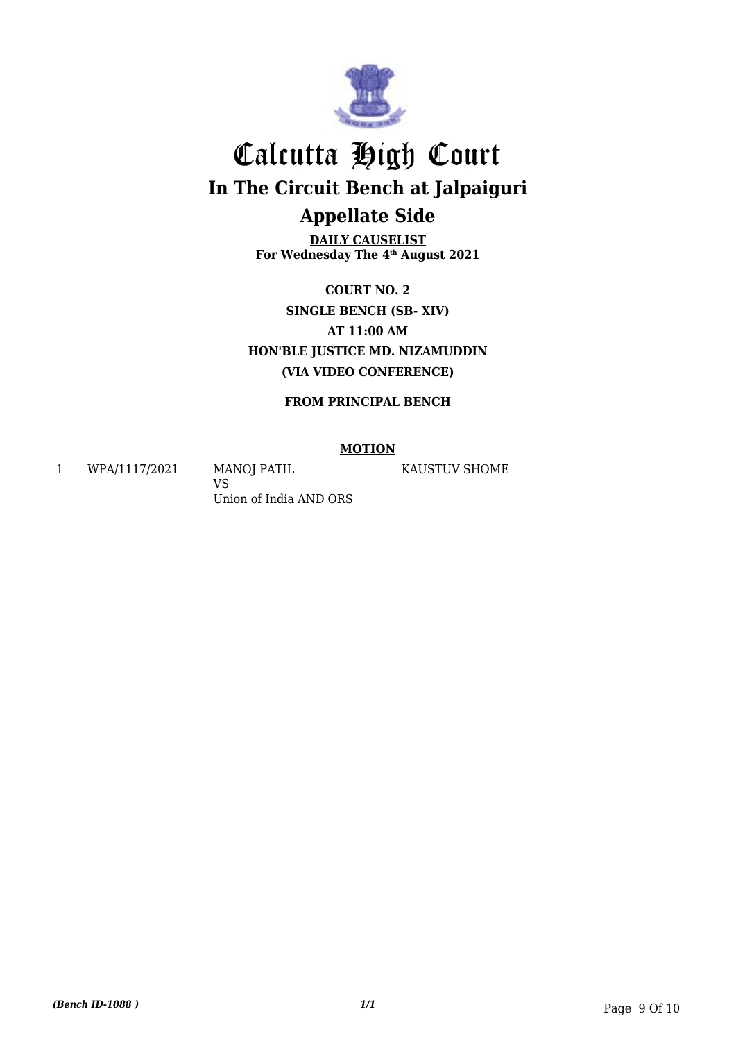# Calcutta High Court

## In The Circuit Bench at Jalpaiguri

## Appellate Side

**DAILY CAUSELIST**
**For Wednesday The 4th August 2021**

**COURT NO. 2**
**SINGLE BENCH (SB- XIV)**
**AT 11:00 AM**
**HON'BLE JUSTICE MD. NIZAMUDDIN**
**(VIA VIDEO CONFERENCE)**

**FROM PRINCIPAL BENCH**

**MOTION**

| | | | |
|---|---|---|---|
| 1 | WPA/1117/2021 | MANOJ PATIL<br>VS<br>Union of India AND ORS | KAUSTUV SHOME |

*(Bench ID-1088 )* 1/1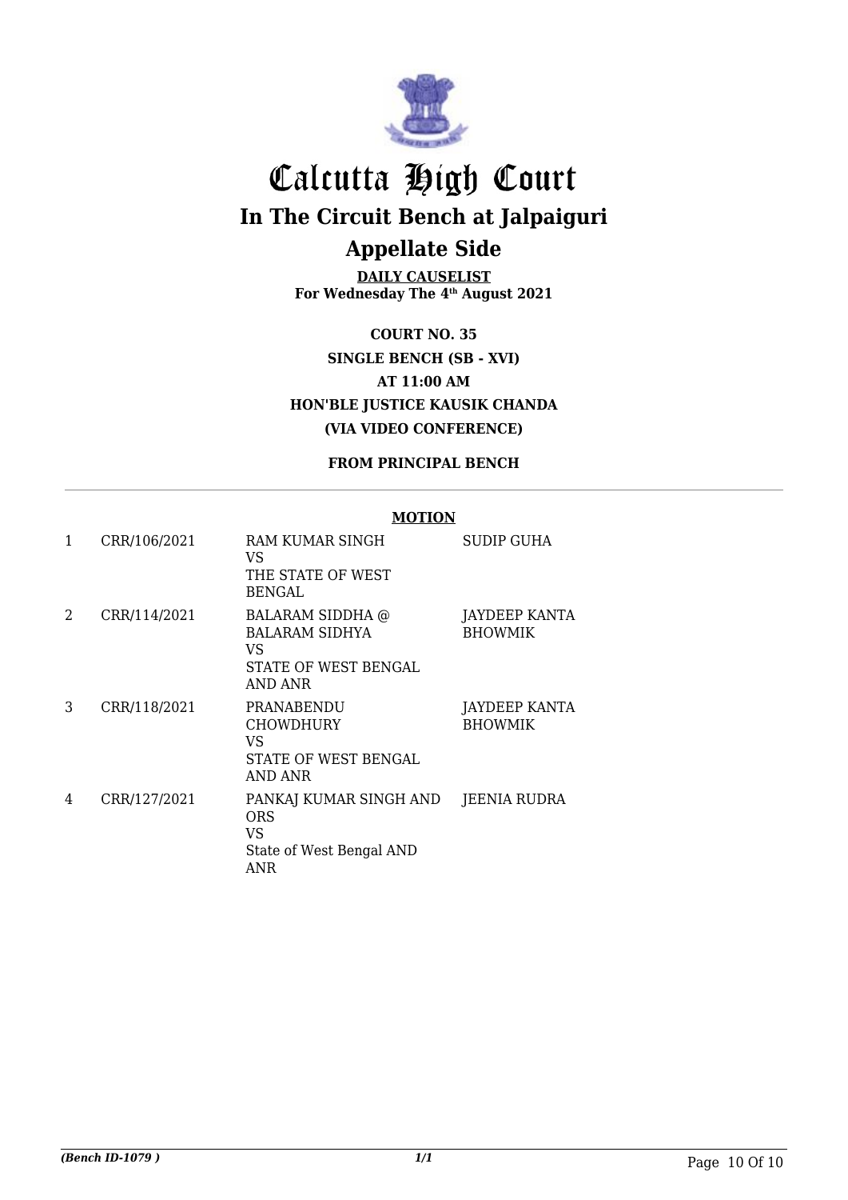# Calcutta High Court

## In The Circuit Bench at Jalpaiguri

## Appellate Side

**DAILY CAUSELIST**
**For Wednesday The 4th August 2021**

**COURT NO. 35**
**SINGLE BENCH (SB - XVI)**
**AT 11:00 AM**
**HON'BLE JUSTICE KAUSIK CHANDA**
**(VIA VIDEO CONFERENCE)**

**FROM PRINCIPAL BENCH**

**MOTION**

| | | | |
|---|---|---|---|
| 1 | CRR/106/2021 | RAM KUMAR SINGH VS THE STATE OF WEST BENGAL | SUDIP GUHA |
| 2 | CRR/114/2021 | BALARAM SIDDHA @ BALARAM SIDHYA VS STATE OF WEST BENGAL AND ANR | JAYDEEP KANTA BHOWMIK |
| 3 | CRR/118/2021 | PRANABENDU CHOWDHURY VS STATE OF WEST BENGAL AND ANR | JAYDEEP KANTA BHOWMIK |
| 4 | CRR/127/2021 | PANKAJ KUMAR SINGH AND ORS VS State of West Bengal AND ANR | JEENIA RUDRA |

*(Bench ID-1079 )*